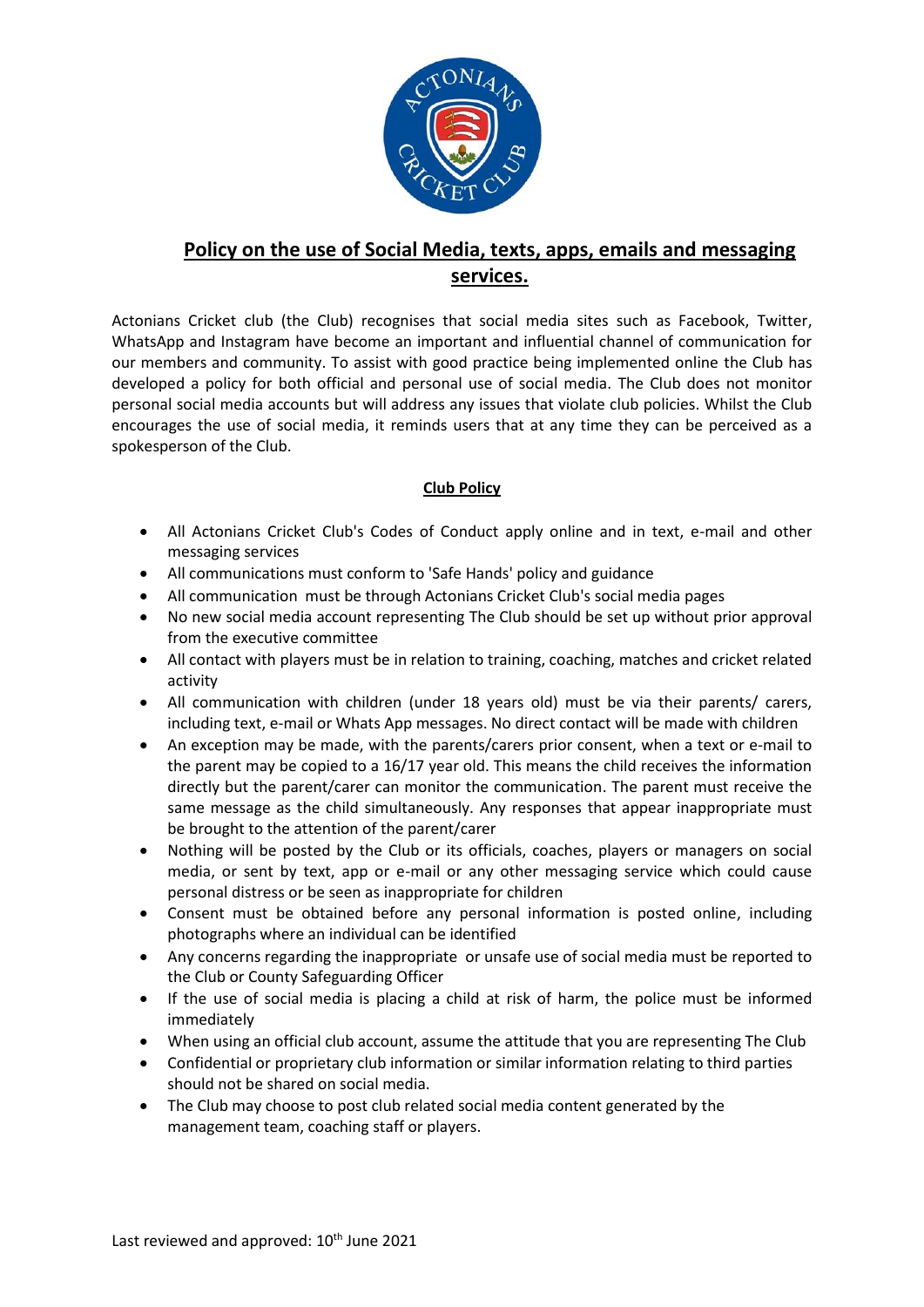# Policy on the use of Social Media, texts, apps, emails and messaging services.

Actonians Cricket club (the Club) recognises that social media sites such as Facebook, Twitter, WhatsApp and Instagram have become an important and influential channel of communication for our members and community. To assist with good practice being implemented online the Club has developed a policy for both official and personal use of social media. The Club does not monitor personal social media accounts but will address any issues that violate club policies. Whilst the Club encourages the use of social media, it reminds users that at any time they can be perceived as a spokesperson of the Club.

## Club Policy

- All Actonians Cricket Club's Codes of Conduct apply online and in text, e-mail and other messaging services
- All communications must conform to 'Safe Hands' policy and guidance
- All communication must be through Actonians Cricket Club's social media pages
- No new social media account representing The Club should be set up without prior approval from the executive committee
- All contact with players must be in relation to training, coaching, matches and cricket related activity
- All communication with children (under 18 years old) must be via their parents/ carers, including text, e-mail or Whats App messages. No direct contact will be made with children
- An exception may be made, with the parents/carers prior consent, when a text or e-mail to the parent may be copied to a 16/17 year old. This means the child receives the information directly but the parent/carer can monitor the communication. The parent must receive the same message as the child simultaneously. Any responses that appear inappropriate must be brought to the attention of the parent/carer
- Nothing will be posted by the Club or its officials, coaches, players or managers on social media, or sent by text, app or e-mail or any other messaging service which could cause personal distress or be seen as inappropriate for children
- Consent must be obtained before any personal information is posted online, including photographs where an individual can be identified
- Any concerns regarding the inappropriate or unsafe use of social media must be reported to the Club or County Safeguarding Officer
- If the use of social media is placing a child at risk of harm, the police must be informed immediately
- When using an official club account, assume the attitude that you are representing The Club
- Confidential or proprietary club information or similar information relating to third parties should not be shared on social media.
- The Club may choose to post club related social media content generated by the management team, coaching staff or players.

Last reviewed and approved: 10th June 2021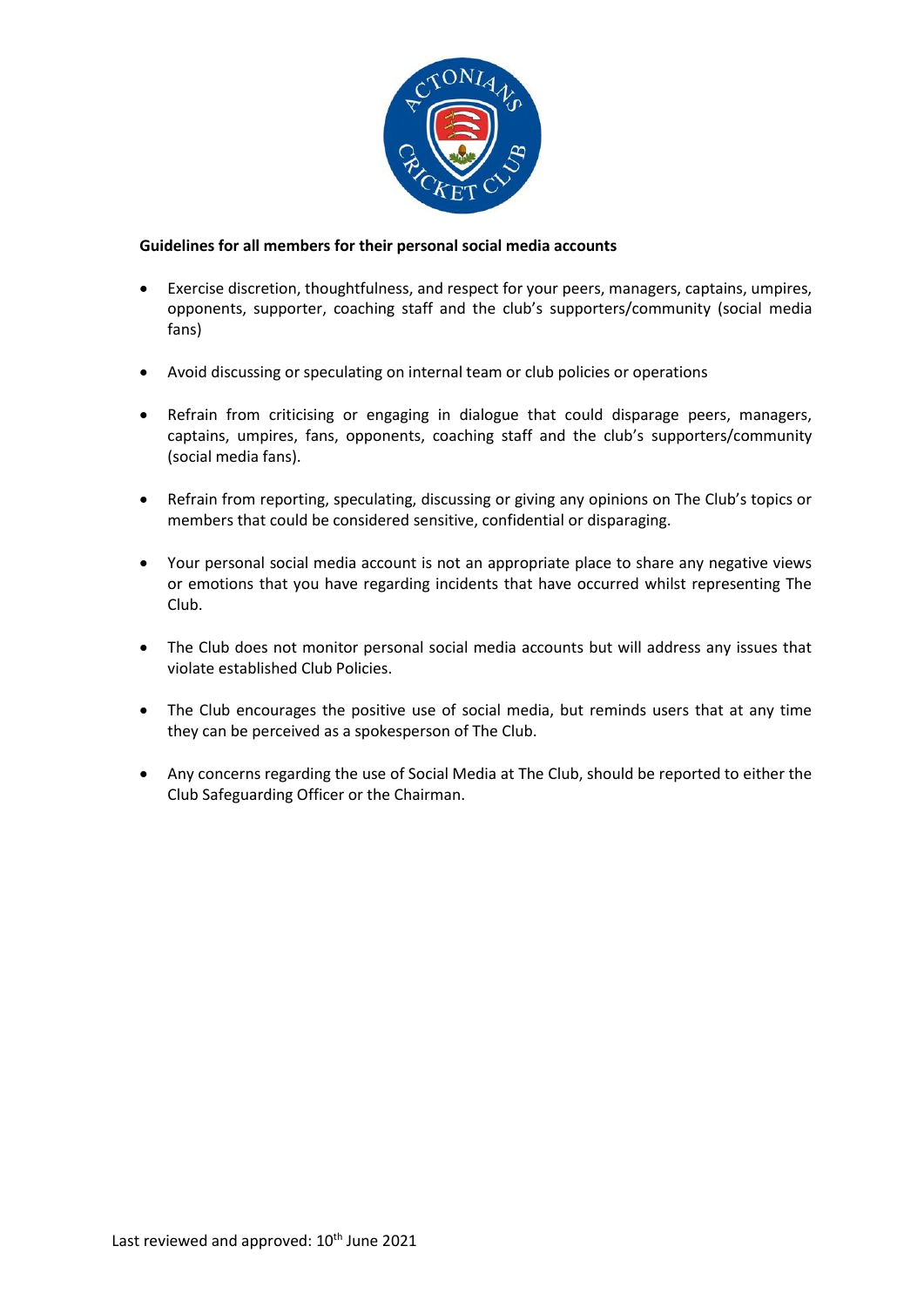**Guidelines for all members for their personal social media accounts**

- Exercise discretion, thoughtfulness, and respect for your peers, managers, captains, umpires, opponents, supporter, coaching staff and the club's supporters/community (social media fans)
- Avoid discussing or speculating on internal team or club policies or operations
- Refrain from criticising or engaging in dialogue that could disparage peers, managers, captains, umpires, fans, opponents, coaching staff and the club's supporters/community (social media fans).
- Refrain from reporting, speculating, discussing or giving any opinions on The Club's topics or members that could be considered sensitive, confidential or disparaging.
- Your personal social media account is not an appropriate place to share any negative views or emotions that you have regarding incidents that have occurred whilst representing The Club.
- The Club does not monitor personal social media accounts but will address any issues that violate established Club Policies.
- The Club encourages the positive use of social media, but reminds users that at any time they can be perceived as a spokesperson of The Club.
- Any concerns regarding the use of Social Media at The Club, should be reported to either the Club Safeguarding Officer or the Chairman.

Last reviewed and approved: 10th June 2021